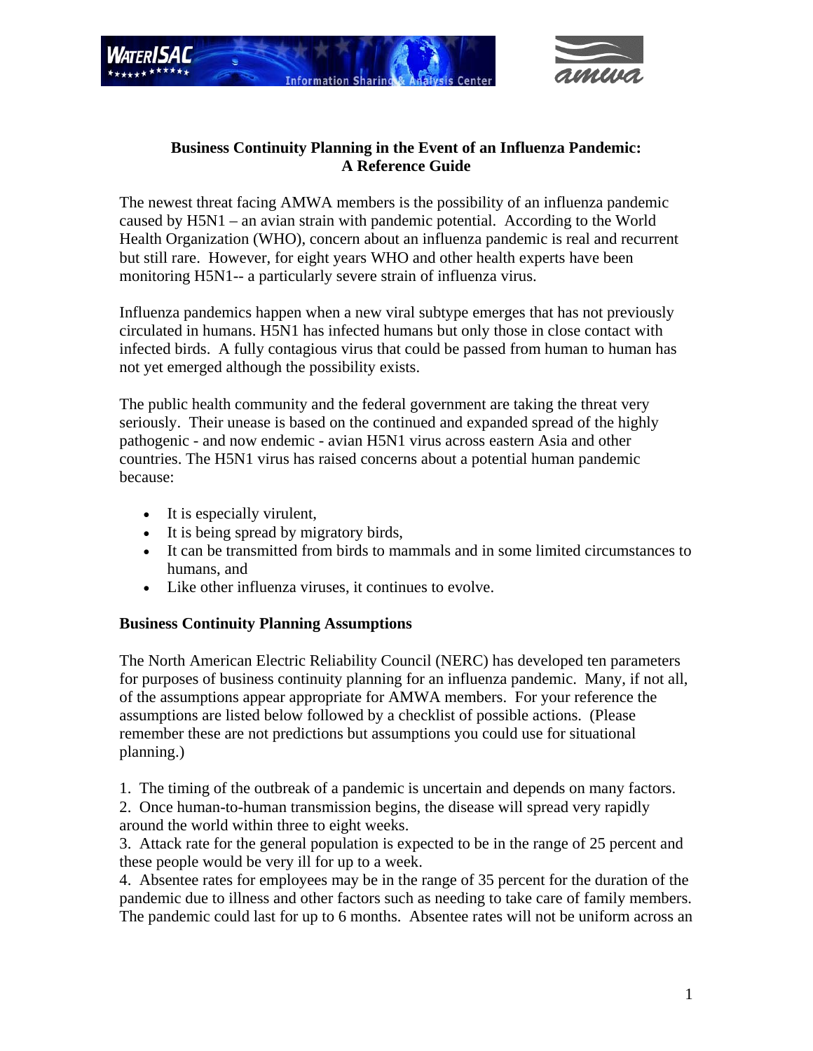# Business Continuity Planning in the Event of an Influenza Pandemic: A Reference Guide

The newest threat facing AMWA members is the possibility of an influenza pandemic caused by H5N1 – an avian strain with pandemic potential. According to the World Health Organization (WHO), concern about an influenza pandemic is real and recurrent but still rare. However, for eight years WHO and other health experts have been monitoring H5N1-- a particularly severe strain of influenza virus.

Influenza pandemics happen when a new viral subtype emerges that has not previously circulated in humans. H5N1 has infected humans but only those in close contact with infected birds. A fully contagious virus that could be passed from human to human has not yet emerged although the possibility exists.

The public health community and the federal government are taking the threat very seriously. Their unease is based on the continued and expanded spread of the highly pathogenic - and now endemic - avian H5N1 virus across eastern Asia and other countries. The H5N1 virus has raised concerns about a potential human pandemic because:

- It is especially virulent,
- It is being spread by migratory birds,
- It can be transmitted from birds to mammals and in some limited circumstances to humans, and
- Like other influenza viruses, it continues to evolve.

## Business Continuity Planning Assumptions

The North American Electric Reliability Council (NERC) has developed ten parameters for purposes of business continuity planning for an influenza pandemic. Many, if not all, of the assumptions appear appropriate for AMWA members. For your reference the assumptions are listed below followed by a checklist of possible actions. (Please remember these are not predictions but assumptions you could use for situational planning.)

1. The timing of the outbreak of a pandemic is uncertain and depends on many factors.
2. Once human-to-human transmission begins, the disease will spread very rapidly around the world within three to eight weeks.
3. Attack rate for the general population is expected to be in the range of 25 percent and these people would be very ill for up to a week.
4. Absentee rates for employees may be in the range of 35 percent for the duration of the pandemic due to illness and other factors such as needing to take care of family members. The pandemic could last for up to 6 months. Absentee rates will not be uniform across an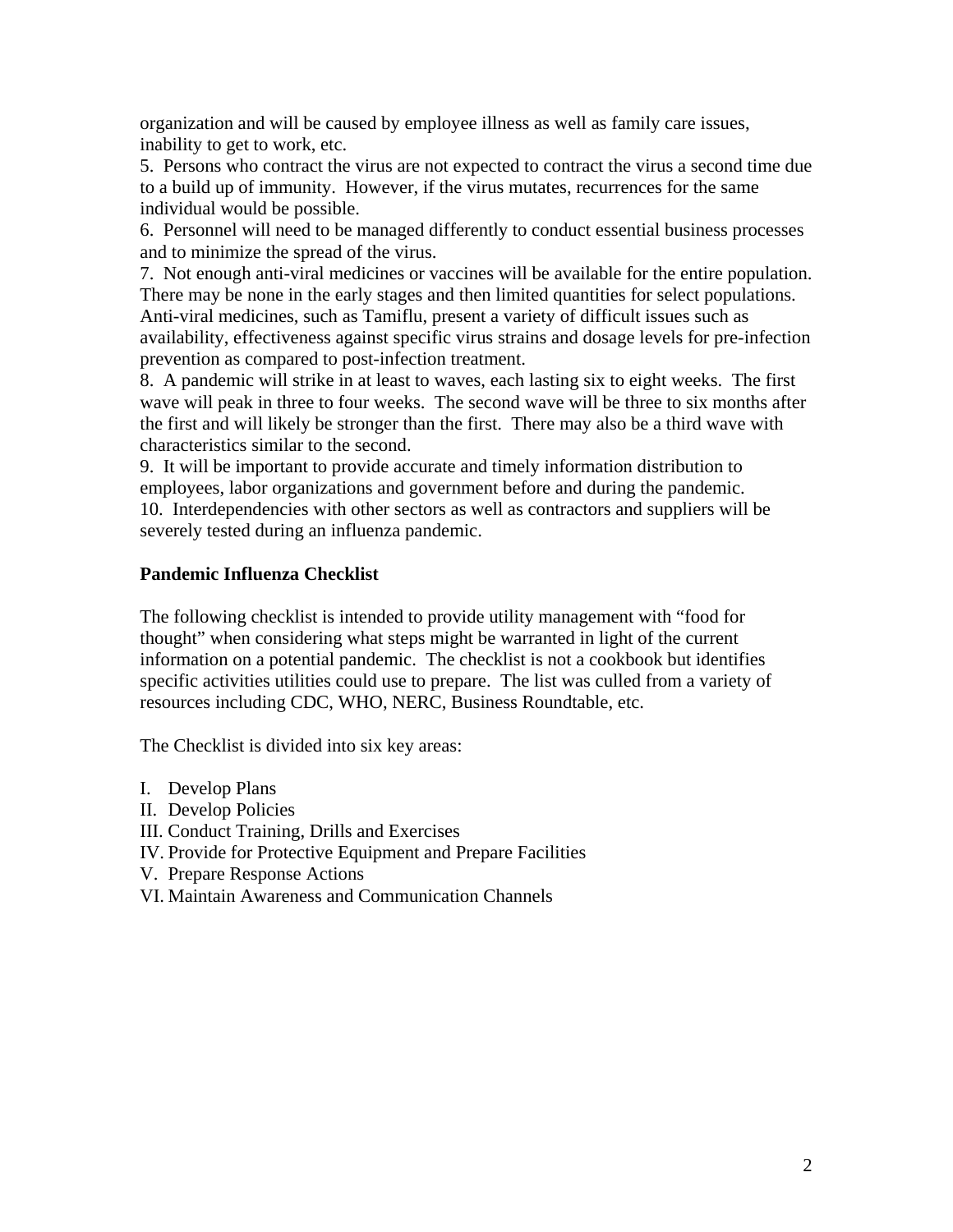organization and will be caused by employee illness as well as family care issues, inability to get to work, etc.

5. Persons who contract the virus are not expected to contract the virus a second time due to a build up of immunity. However, if the virus mutates, recurrences for the same individual would be possible.

6. Personnel will need to be managed differently to conduct essential business processes and to minimize the spread of the virus.

7. Not enough anti-viral medicines or vaccines will be available for the entire population. There may be none in the early stages and then limited quantities for select populations. Anti-viral medicines, such as Tamiflu, present a variety of difficult issues such as availability, effectiveness against specific virus strains and dosage levels for pre-infection prevention as compared to post-infection treatment.

8. A pandemic will strike in at least to waves, each lasting six to eight weeks. The first wave will peak in three to four weeks. The second wave will be three to six months after the first and will likely be stronger than the first. There may also be a third wave with characteristics similar to the second.

9. It will be important to provide accurate and timely information distribution to employees, labor organizations and government before and during the pandemic.

10. Interdependencies with other sectors as well as contractors and suppliers will be severely tested during an influenza pandemic.

**Pandemic Influenza Checklist**

The following checklist is intended to provide utility management with "food for thought" when considering what steps might be warranted in light of the current information on a potential pandemic. The checklist is not a cookbook but identifies specific activities utilities could use to prepare. The list was culled from a variety of resources including CDC, WHO, NERC, Business Roundtable, etc.

The Checklist is divided into six key areas:

I. Develop Plans
II. Develop Policies
III. Conduct Training, Drills and Exercises
IV. Provide for Protective Equipment and Prepare Facilities
V. Prepare Response Actions
VI. Maintain Awareness and Communication Channels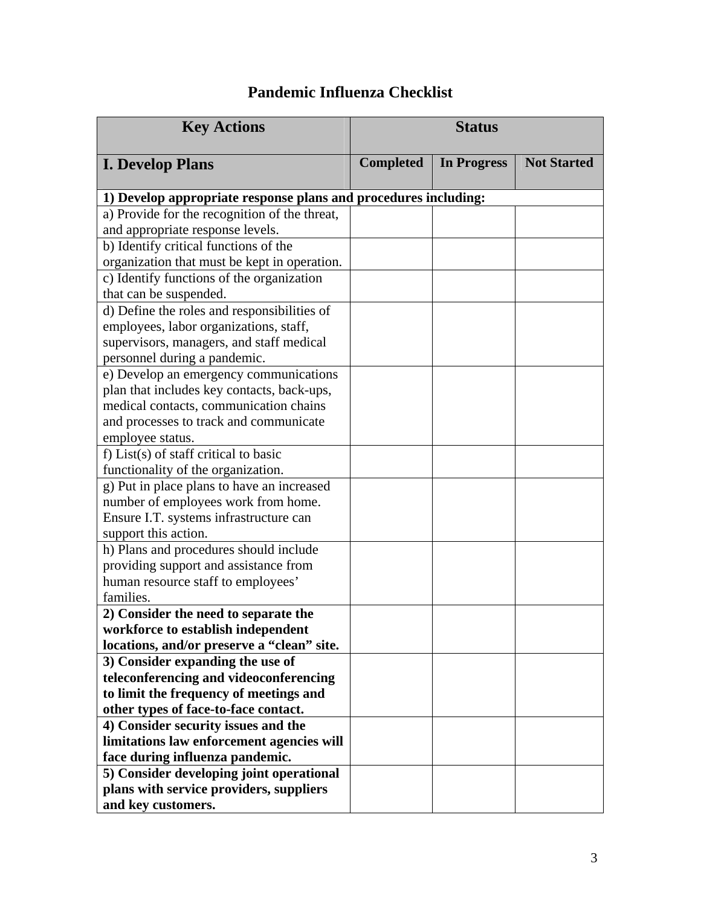# Pandemic Influenza Checklist

| Key Actions | Status | | |
|---|---|---|---|
| **I. Develop Plans** | **Completed** | **In Progress** | **Not Started** |
| **1) Develop appropriate response plans and procedures including:** | | | |
| a) Provide for the recognition of the threat, and appropriate response levels. | | | |
| b) Identify critical functions of the organization that must be kept in operation. | | | |
| c) Identify functions of the organization that can be suspended. | | | |
| d) Define the roles and responsibilities of employees, labor organizations, staff, supervisors, managers, and staff medical personnel during a pandemic. | | | |
| e) Develop an emergency communications plan that includes key contacts, back-ups, medical contacts, communication chains and processes to track and communicate employee status. | | | |
| f) List(s) of staff critical to basic functionality of the organization. | | | |
| g) Put in place plans to have an increased number of employees work from home. Ensure I.T. systems infrastructure can support this action. | | | |
| h) Plans and procedures should include providing support and assistance from human resource staff to employees' families. | | | |
| **2) Consider the need to separate the workforce to establish independent locations, and/or preserve a "clean" site.** | | | |
| **3) Consider expanding the use of teleconferencing and videoconferencing to limit the frequency of meetings and other types of face-to-face contact.** | | | |
| **4) Consider security issues and the limitations law enforcement agencies will face during influenza pandemic.** | | | |
| **5) Consider developing joint operational plans with service providers, suppliers and key customers.** | | | |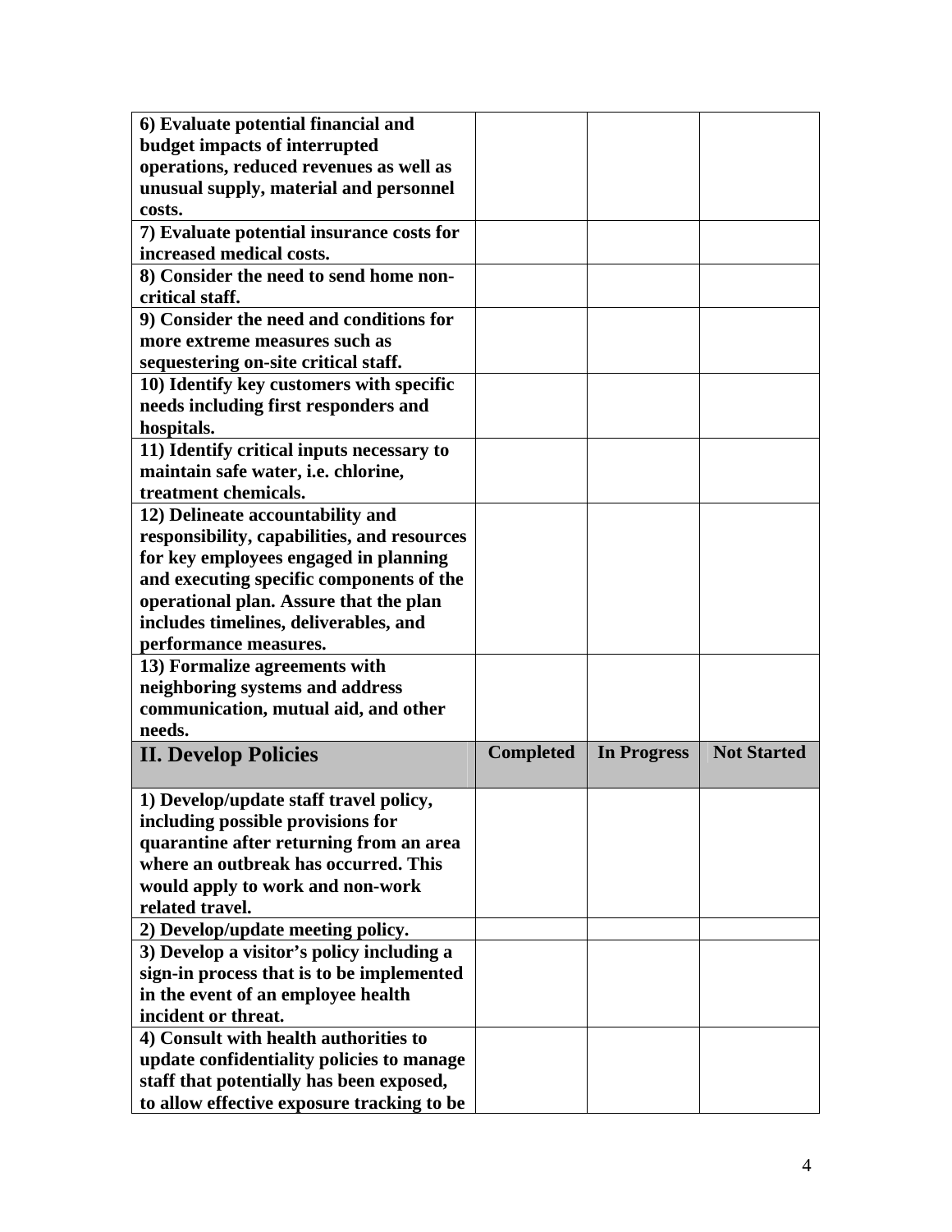| **6) Evaluate potential financial and budget impacts of interrupted operations, reduced revenues as well as unusual supply, material and personnel costs.** | | | |
|---|---|---|---|
| **7) Evaluate potential insurance costs for increased medical costs.** | | | |
| **8) Consider the need to send home non-critical staff.** | | | |
| **9) Consider the need and conditions for more extreme measures such as sequestering on-site critical staff.** | | | |
| **10) Identify key customers with specific needs including first responders and hospitals.** | | | |
| **11) Identify critical inputs necessary to maintain safe water, i.e. chlorine, treatment chemicals.** | | | |
| **12) Delineate accountability and responsibility, capabilities, and resources for key employees engaged in planning and executing specific components of the operational plan. Assure that the plan includes timelines, deliverables, and performance measures.** | | | |
| **13) Formalize agreements with neighboring systems and address communication, mutual aid, and other needs.** | | | |
| **II. Develop Policies** | **Completed** | **In Progress** | **Not Started** |
| **1) Develop/update staff travel policy, including possible provisions for quarantine after returning from an area where an outbreak has occurred. This would apply to work and non-work related travel.** | | | |
| **2) Develop/update meeting policy.** | | | |
| **3) Develop a visitor's policy including a sign-in process that is to be implemented in the event of an employee health incident or threat.** | | | |
| **4) Consult with health authorities to update confidentiality policies to manage staff that potentially has been exposed, to allow effective exposure tracking to be** | | | |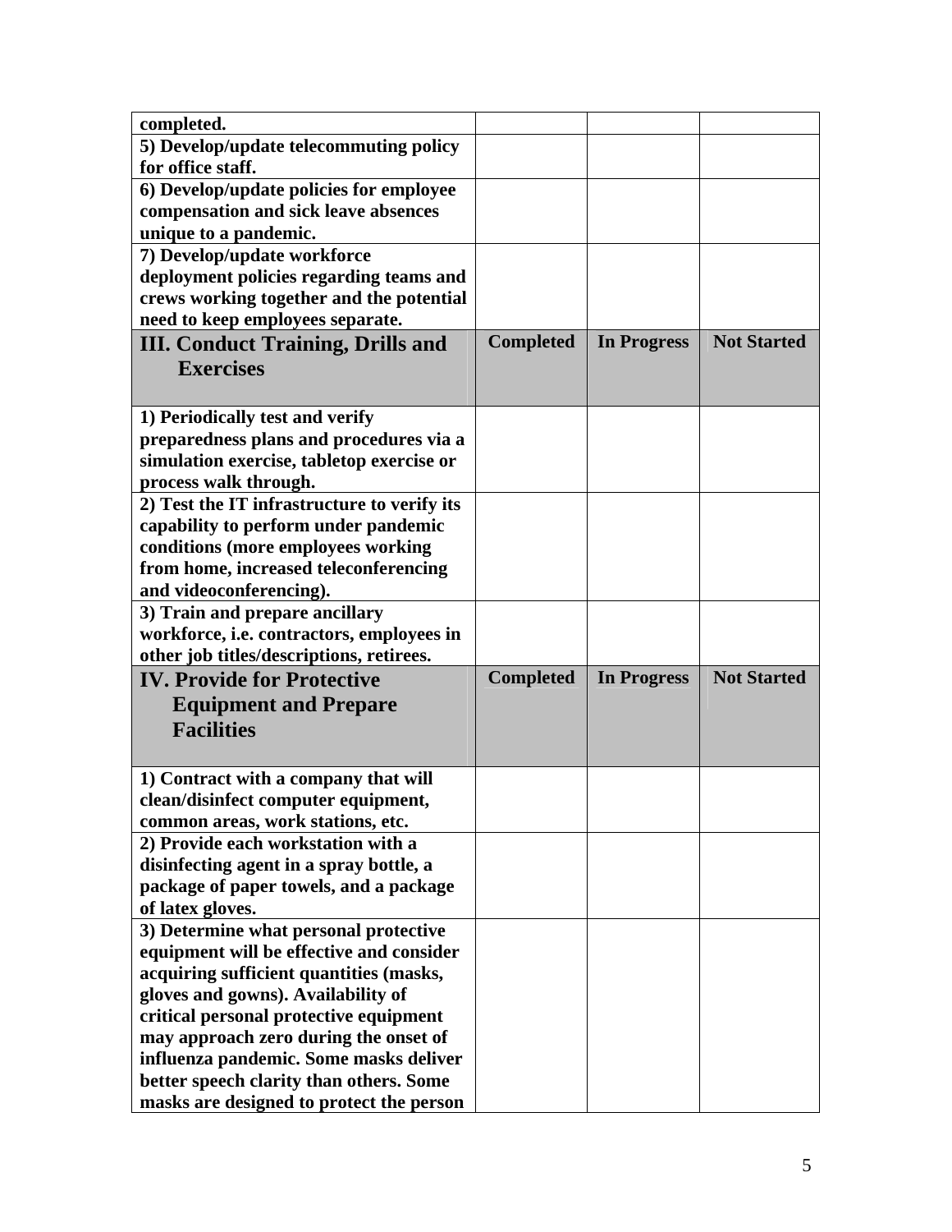| | | | |
|---|---|---|---|
| completed. | | | |
| 5) Develop/update telecommuting policy for office staff. | | | |
| 6) Develop/update policies for employee compensation and sick leave absences unique to a pandemic. | | | |
| 7) Develop/update workforce deployment policies regarding teams and crews working together and the potential need to keep employees separate. | | | |
| **III. Conduct Training, Drills and Exercises** | **Completed** | **In Progress** | **Not Started** |
| 1) Periodically test and verify preparedness plans and procedures via a simulation exercise, tabletop exercise or process walk through. | | | |
| 2) Test the IT infrastructure to verify its capability to perform under pandemic conditions (more employees working from home, increased teleconferencing and videoconferencing). | | | |
| 3) Train and prepare ancillary workforce, i.e. contractors, employees in other job titles/descriptions, retirees. | | | |
| **IV. Provide for Protective Equipment and Prepare Facilities** | **Completed** | **In Progress** | **Not Started** |
| 1) Contract with a company that will clean/disinfect computer equipment, common areas, work stations, etc. | | | |
| 2) Provide each workstation with a disinfecting agent in a spray bottle, a package of paper towels, and a package of latex gloves. | | | |
| 3) Determine what personal protective equipment will be effective and consider acquiring sufficient quantities (masks, gloves and gowns). Availability of critical personal protective equipment may approach zero during the onset of influenza pandemic. Some masks deliver better speech clarity than others. Some masks are designed to protect the person | | | |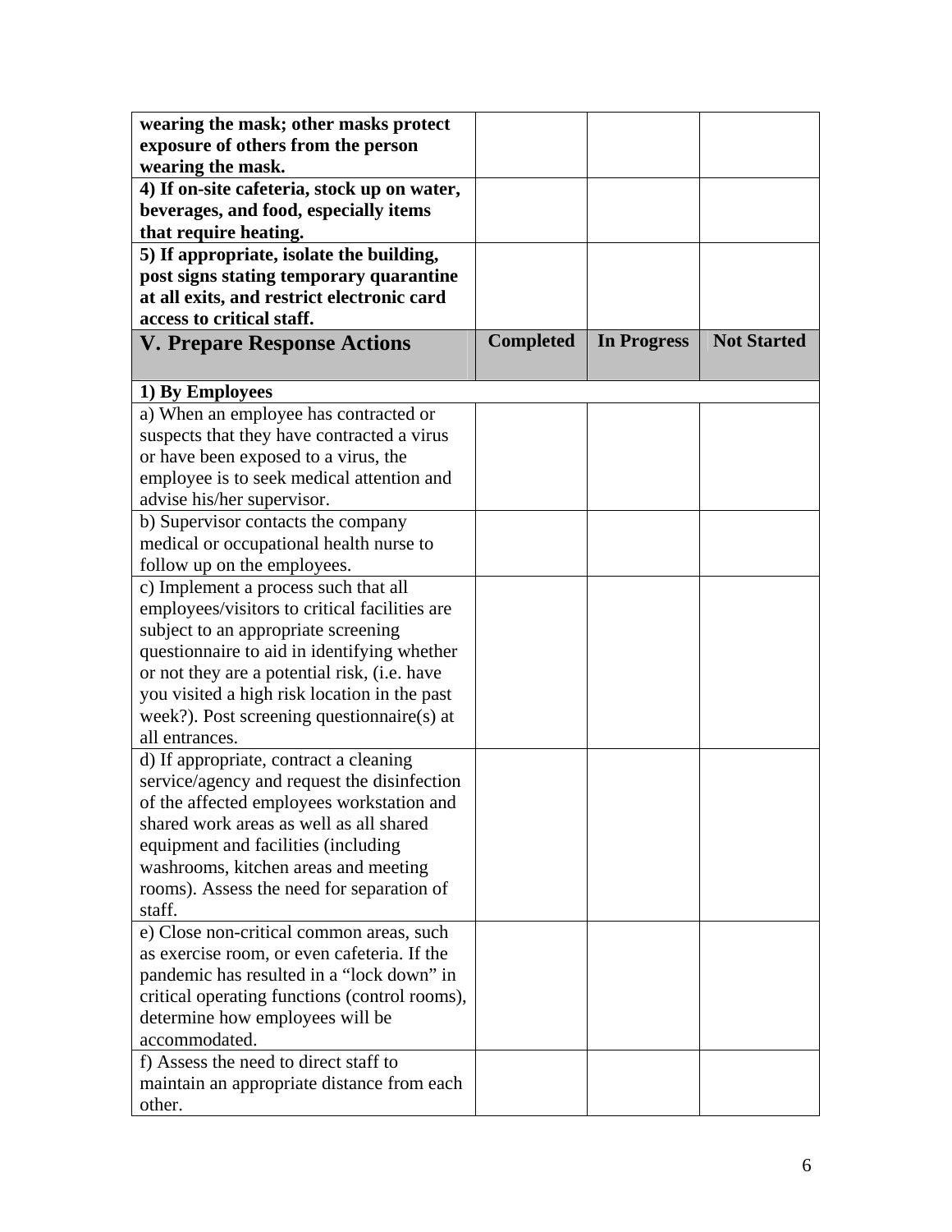| | | | |
|---|---|---|---|
| **wearing the mask; other masks protect exposure of others from the person wearing the mask.** | | | |
| **4) If on-site cafeteria, stock up on water, beverages, and food, especially items that require heating.** | | | |
| **5) If appropriate, isolate the building, post signs stating temporary quarantine at all exits, and restrict electronic card access to critical staff.** | | | |
| **V. Prepare Response Actions** | **Completed** | **In Progress** | **Not Started** |
| **1) By Employees** | | | |
| a) When an employee has contracted or suspects that they have contracted a virus or have been exposed to a virus, the employee is to seek medical attention and advise his/her supervisor. | | | |
| b) Supervisor contacts the company medical or occupational health nurse to follow up on the employees. | | | |
| c) Implement a process such that all employees/visitors to critical facilities are subject to an appropriate screening questionnaire to aid in identifying whether or not they are a potential risk, (i.e. have you visited a high risk location in the past week?). Post screening questionnaire(s) at all entrances. | | | |
| d) If appropriate, contract a cleaning service/agency and request the disinfection of the affected employees workstation and shared work areas as well as all shared equipment and facilities (including washrooms, kitchen areas and meeting rooms). Assess the need for separation of staff. | | | |
| e) Close non-critical common areas, such as exercise room, or even cafeteria. If the pandemic has resulted in a "lock down" in critical operating functions (control rooms), determine how employees will be accommodated. | | | |
| f) Assess the need to direct staff to maintain an appropriate distance from each other. | | | |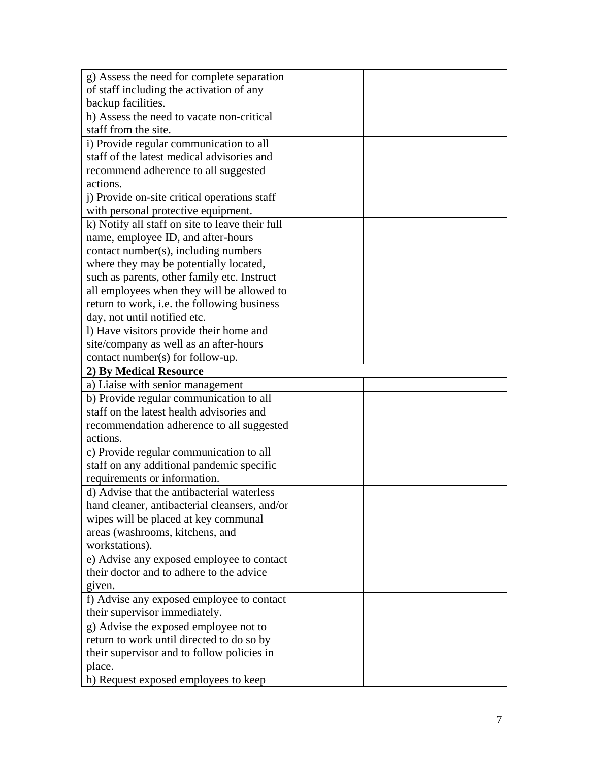| | | | |
|---|---|---|---|
| g) Assess the need for complete separation of staff including the activation of any backup facilities. | | | |
| h) Assess the need to vacate non-critical staff from the site. | | | |
| i) Provide regular communication to all staff of the latest medical advisories and recommend adherence to all suggested actions. | | | |
| j) Provide on-site critical operations staff with personal protective equipment. | | | |
| k) Notify all staff on site to leave their full name, employee ID, and after-hours contact number(s), including numbers where they may be potentially located, such as parents, other family etc. Instruct all employees when they will be allowed to return to work, i.e. the following business day, not until notified etc. | | | |
| l) Have visitors provide their home and site/company as well as an after-hours contact number(s) for follow-up. | | | |
| **2) By Medical Resource** | | | |
| a) Liaise with senior management | | | |
| b) Provide regular communication to all staff on the latest health advisories and recommendation adherence to all suggested actions. | | | |
| c) Provide regular communication to all staff on any additional pandemic specific requirements or information. | | | |
| d) Advise that the antibacterial waterless hand cleaner, antibacterial cleansers, and/or wipes will be placed at key communal areas (washrooms, kitchens, and workstations). | | | |
| e) Advise any exposed employee to contact their doctor and to adhere to the advice given. | | | |
| f) Advise any exposed employee to contact their supervisor immediately. | | | |
| g) Advise the exposed employee not to return to work until directed to do so by their supervisor and to follow policies in place. | | | |
| h) Request exposed employees to keep | | | |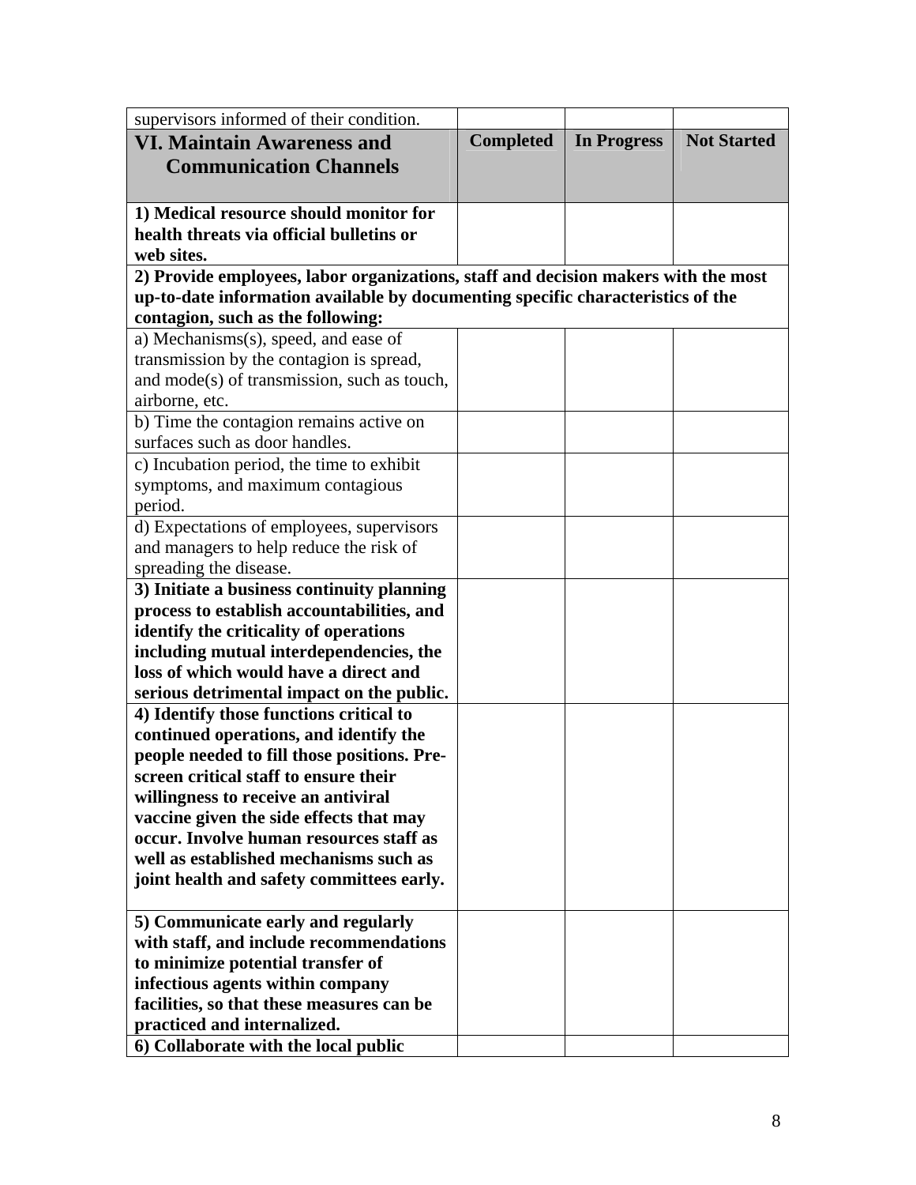| supervisors informed of their condition. | | | |
|---|---|---|---|
| **VI. Maintain Awareness and Communication Channels** | **Completed** | **In Progress** | **Not Started** |
| **1) Medical resource should monitor for health threats via official bulletins or web sites.** | | | |
| **2) Provide employees, labor organizations, staff and decision makers with the most up-to-date information available by documenting specific characteristics of the contagion, such as the following:** | | | |
| a) Mechanisms(s), speed, and ease of transmission by the contagion is spread, and mode(s) of transmission, such as touch, airborne, etc. | | | |
| b) Time the contagion remains active on surfaces such as door handles. | | | |
| c) Incubation period, the time to exhibit symptoms, and maximum contagious period. | | | |
| d) Expectations of employees, supervisors and managers to help reduce the risk of spreading the disease. | | | |
| **3) Initiate a business continuity planning process to establish accountabilities, and identify the criticality of operations including mutual interdependencies, the loss of which would have a direct and serious detrimental impact on the public.** | | | |
| **4) Identify those functions critical to continued operations, and identify the people needed to fill those positions. Pre-screen critical staff to ensure their willingness to receive an antiviral vaccine given the side effects that may occur. Involve human resources staff as well as established mechanisms such as joint health and safety committees early.** | | | |
| **5) Communicate early and regularly with staff, and include recommendations to minimize potential transfer of infectious agents within company facilities, so that these measures can be practiced and internalized.** | | | |
| **6) Collaborate with the local public** | | | |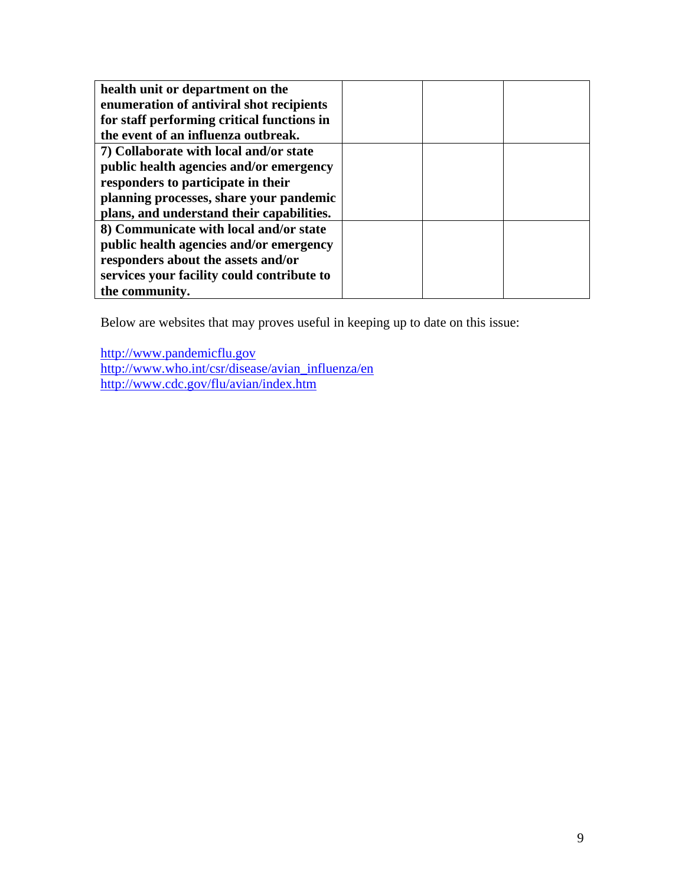| | | | |
|---|---|---|---|
| **health unit or department on the enumeration of antiviral shot recipients for staff performing critical functions in the event of an influenza outbreak.** | | | |
| **7) Collaborate with local and/or state public health agencies and/or emergency responders to participate in their planning processes, share your pandemic plans, and understand their capabilities.** | | | |
| **8) Communicate with local and/or state public health agencies and/or emergency responders about the assets and/or services your facility could contribute to the community.** | | | |

Below are websites that may proves useful in keeping up to date on this issue:

http://www.pandemicflu.gov
http://www.who.int/csr/disease/avian_influenza/en
http://www.cdc.gov/flu/avian/index.htm